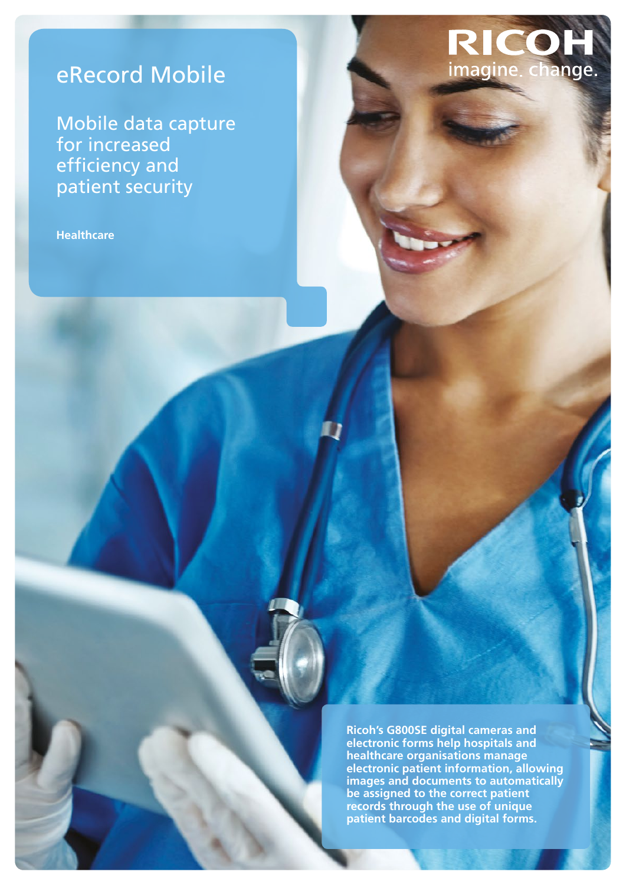# eRecord Mobile

## Mobile data capture for increased efficiency and patient security

**Healthcare**

RICOH
imagine. change.

**Ricoh's G800SE digital cameras and electronic forms help hospitals and healthcare organisations manage electronic patient information, allowing images and documents to automatically be assigned to the correct patient records through the use of unique patient barcodes and digital forms.**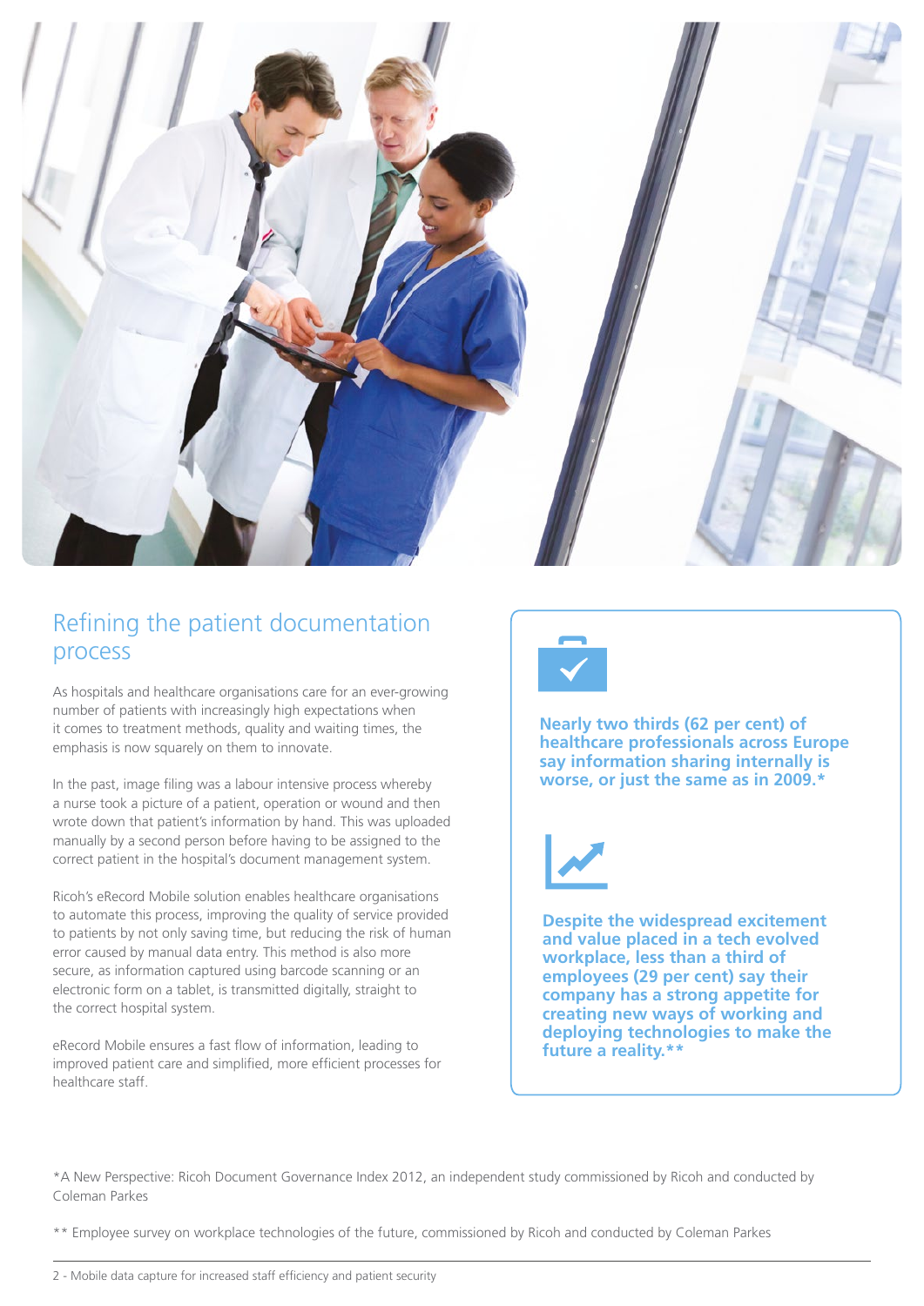## Refining the patient documentation process

As hospitals and healthcare organisations care for an ever-growing number of patients with increasingly high expectations when it comes to treatment methods, quality and waiting times, the emphasis is now squarely on them to innovate.

In the past, image filing was a labour intensive process whereby a nurse took a picture of a patient, operation or wound and then wrote down that patient's information by hand. This was uploaded manually by a second person before having to be assigned to the correct patient in the hospital's document management system.

Ricoh's eRecord Mobile solution enables healthcare organisations to automate this process, improving the quality of service provided to patients by not only saving time, but reducing the risk of human error caused by manual data entry. This method is also more secure, as information captured using barcode scanning or an electronic form on a tablet, is transmitted digitally, straight to the correct hospital system.

eRecord Mobile ensures a fast flow of information, leading to improved patient care and simplified, more efficient processes for healthcare staff.

**Nearly two thirds (62 per cent) of healthcare professionals across Europe say information sharing internally is worse, or just the same as in 2009.***

**Despite the widespread excitement and value placed in a tech evolved workplace, less than a third of employees (29 per cent) say their company has a strong appetite for creating new ways of working and deploying technologies to make the future a reality.****

*A New Perspective: Ricoh Document Governance Index 2012, an independent study commissioned by Ricoh and conducted by Coleman Parkes

** Employee survey on workplace technologies of the future, commissioned by Ricoh and conducted by Coleman Parkes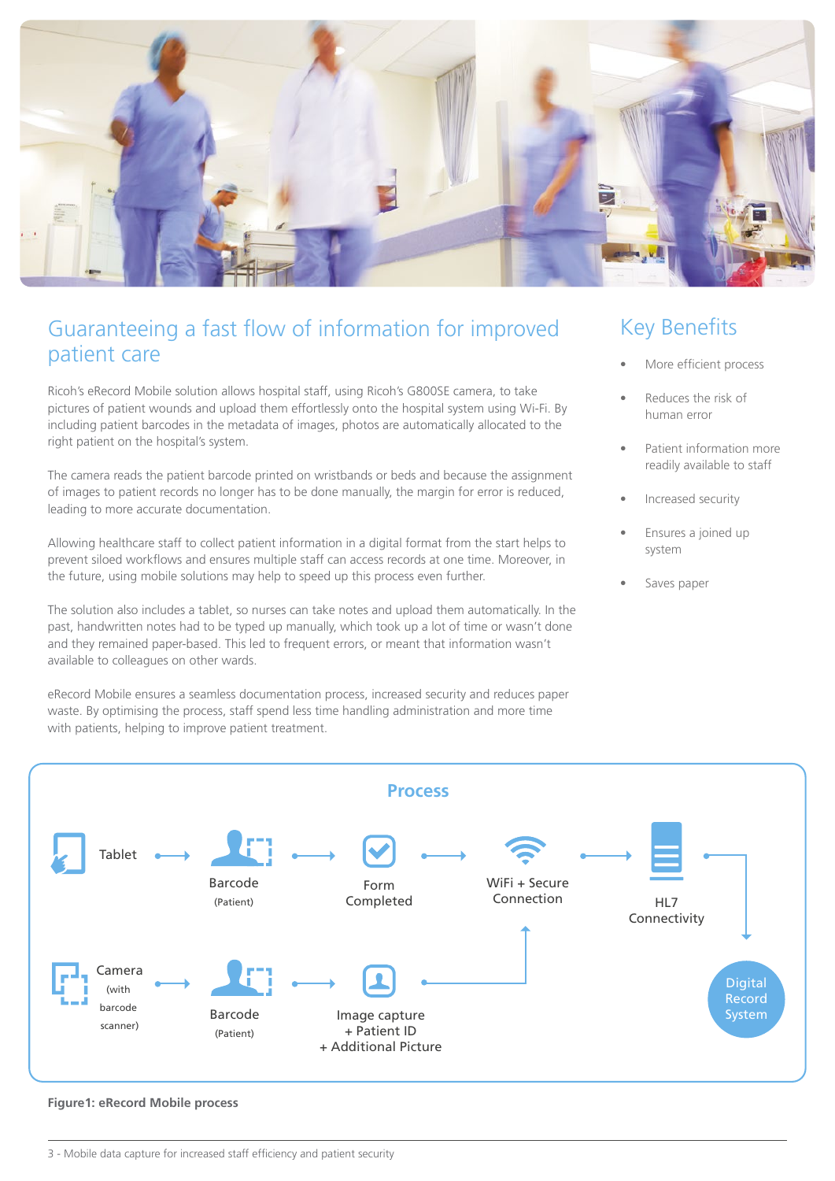## Guaranteeing a fast flow of information for improved patient care

Ricoh's eRecord Mobile solution allows hospital staff, using Ricoh's G800SE camera, to take pictures of patient wounds and upload them effortlessly onto the hospital system using Wi-Fi. By including patient barcodes in the metadata of images, photos are automatically allocated to the right patient on the hospital's system.

The camera reads the patient barcode printed on wristbands or beds and because the assignment of images to patient records no longer has to be done manually, the margin for error is reduced, leading to more accurate documentation.

Allowing healthcare staff to collect patient information in a digital format from the start helps to prevent siloed workflows and ensures multiple staff can access records at one time. Moreover, in the future, using mobile solutions may help to speed up this process even further.

The solution also includes a tablet, so nurses can take notes and upload them automatically. In the past, handwritten notes had to be typed up manually, which took up a lot of time or wasn't done and they remained paper-based. This led to frequent errors, or meant that information wasn't available to colleagues on other wards.

eRecord Mobile ensures a seamless documentation process, increased security and reduces paper waste. By optimising the process, staff spend less time handling administration and more time with patients, helping to improve patient treatment.

## Key Benefits

- More efficient process
- Reduces the risk of human error
- Patient information more readily available to staff
- Increased security
- Ensures a joined up system
- Saves paper

### Process

Tablet → Barcode (Patient) → Form Completed → WiFi + Secure Connection → HL7 Connectivity → Digital Record System

Camera (with barcode scanner) → Barcode (Patient) → Image capture + Patient ID + Additional Picture → WiFi + Secure Connection

**Figure1: eRecord Mobile process**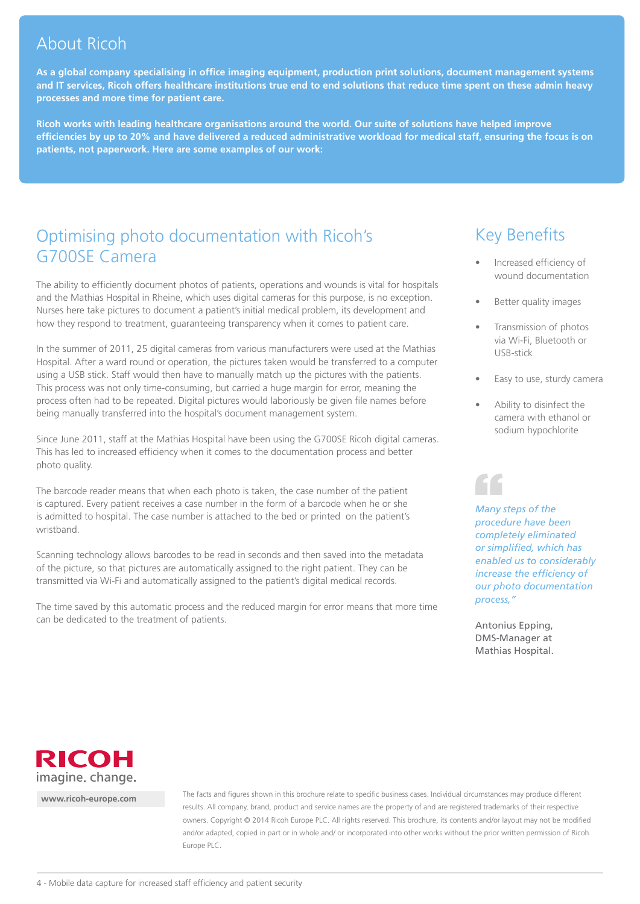## About Ricoh

**As a global company specialising in office imaging equipment, production print solutions, document management systems and IT services, Ricoh offers healthcare institutions true end to end solutions that reduce time spent on these admin heavy processes and more time for patient care.**

**Ricoh works with leading healthcare organisations around the world. Our suite of solutions have helped improve efficiencies by up to 20% and have delivered a reduced administrative workload for medical staff, ensuring the focus is on patients, not paperwork. Here are some examples of our work:**

## Optimising photo documentation with Ricoh's G700SE Camera

The ability to efficiently document photos of patients, operations and wounds is vital for hospitals and the Mathias Hospital in Rheine, which uses digital cameras for this purpose, is no exception. Nurses here take pictures to document a patient's initial medical problem, its development and how they respond to treatment, guaranteeing transparency when it comes to patient care.

In the summer of 2011, 25 digital cameras from various manufacturers were used at the Mathias Hospital. After a ward round or operation, the pictures taken would be transferred to a computer using a USB stick. Staff would then have to manually match up the pictures with the patients. This process was not only time-consuming, but carried a huge margin for error, meaning the process often had to be repeated. Digital pictures would laboriously be given file names before being manually transferred into the hospital's document management system.

Since June 2011, staff at the Mathias Hospital have been using the G700SE Ricoh digital cameras. This has led to increased efficiency when it comes to the documentation process and better photo quality.

The barcode reader means that when each photo is taken, the case number of the patient is captured. Every patient receives a case number in the form of a barcode when he or she is admitted to hospital. The case number is attached to the bed or printed on the patient's wristband.

Scanning technology allows barcodes to be read in seconds and then saved into the metadata of the picture, so that pictures are automatically assigned to the right patient. They can be transmitted via Wi-Fi and automatically assigned to the patient's digital medical records.

The time saved by this automatic process and the reduced margin for error means that more time can be dedicated to the treatment of patients.

## Key Benefits

- Increased efficiency of wound documentation
- Better quality images
- Transmission of photos via Wi-Fi, Bluetooth or USB-stick
- Easy to use, sturdy camera
- Ability to disinfect the camera with ethanol or sodium hypochlorite

*Many steps of the procedure have been completely eliminated or simplified, which has enabled us to considerably increase the efficiency of our photo documentation process,"*

Antonius Epping, DMS-Manager at Mathias Hospital.

RICOH
imagine. change.

www.ricoh-europe.com

The facts and figures shown in this brochure relate to specific business cases. Individual circumstances may produce different results. All company, brand, product and service names are the property of and are registered trademarks of their respective owners. Copyright © 2014 Ricoh Europe PLC. All rights reserved. This brochure, its contents and/or layout may not be modified and/or adapted, copied in part or in whole and/ or incorporated into other works without the prior written permission of Ricoh Europe PLC.